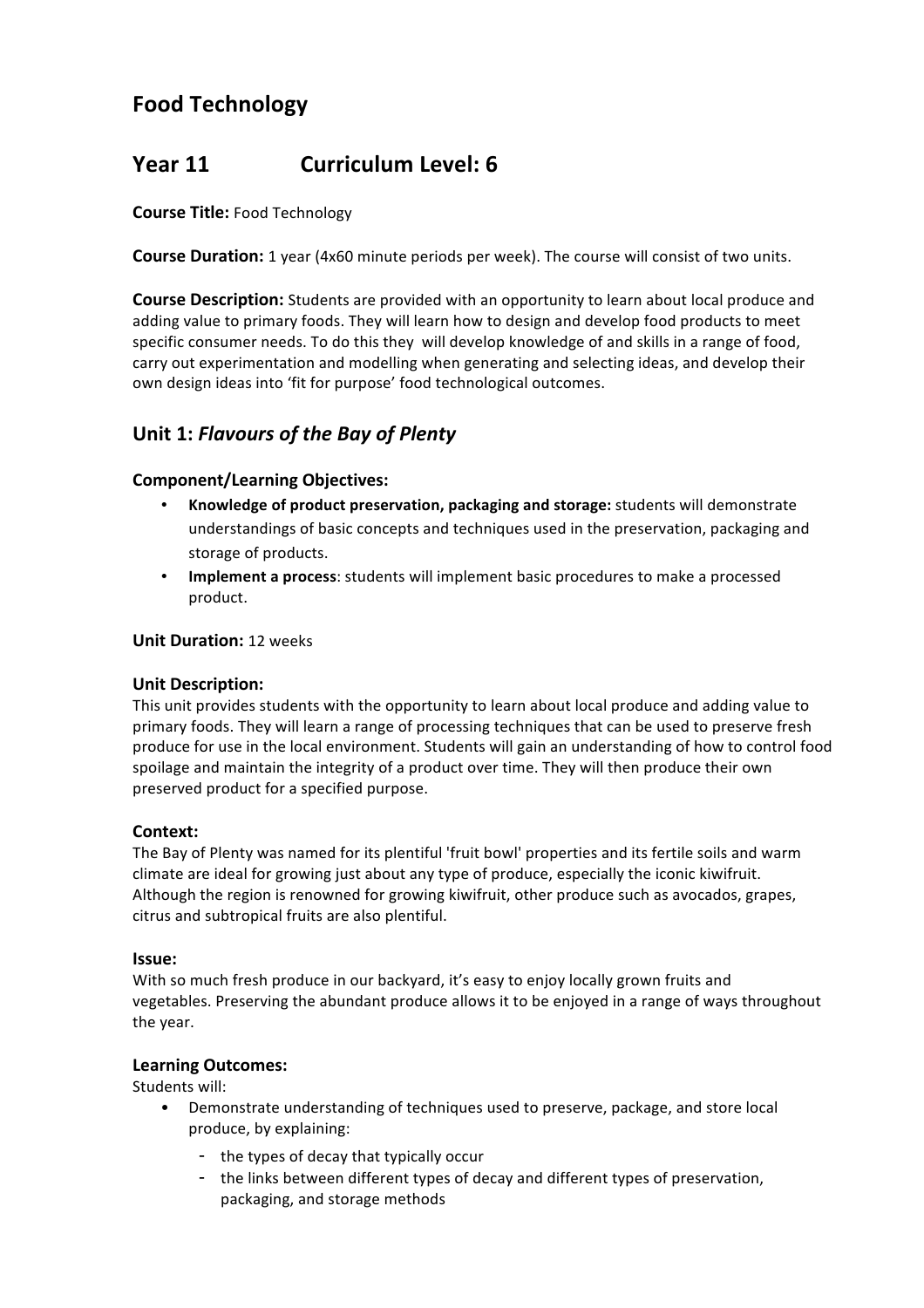# Food Technology

## Year 11 Curriculum Level: 6

**Course Title:** Food Technology

**Course Duration:** 1 year (4x60 minute periods per week). The course will consist of two units.

**Course Description:** Students are provided with an opportunity to learn about local produce and adding value to primary foods. They will learn how to design and develop food products to meet specific consumer needs. To do this they will develop knowledge of and skills in a range of food, carry out experimentation and modelling when generating and selecting ideas, and develop their own design ideas into 'fit for purpose' food technological outcomes.

## Unit 1: *Flavours of the Bay of Plenty*

### Component/Learning Objectives:

- **Knowledge of product preservation, packaging and storage:** students will demonstrate understandings of basic concepts and techniques used in the preservation, packaging and storage of products.
- **Implement a process**: students will implement basic procedures to make a processed product.

**Unit Duration:** 12 weeks

### Unit Description:

This unit provides students with the opportunity to learn about local produce and adding value to primary foods. They will learn a range of processing techniques that can be used to preserve fresh produce for use in the local environment. Students will gain an understanding of how to control food spoilage and maintain the integrity of a product over time. They will then produce their own preserved product for a specified purpose.

### Context:

The Bay of Plenty was named for its plentiful 'fruit bowl' properties and its fertile soils and warm climate are ideal for growing just about any type of produce, especially the iconic kiwifruit. Although the region is renowned for growing kiwifruit, other produce such as avocados, grapes, citrus and subtropical fruits are also plentiful.

### Issue:

With so much fresh produce in our backyard, it's easy to enjoy locally grown fruits and vegetables. Preserving the abundant produce allows it to be enjoyed in a range of ways throughout the year.

### Learning Outcomes:

Students will:

- Demonstrate understanding of techniques used to preserve, package, and store local produce, by explaining:
  - the types of decay that typically occur
  - the links between different types of decay and different types of preservation, packaging, and storage methods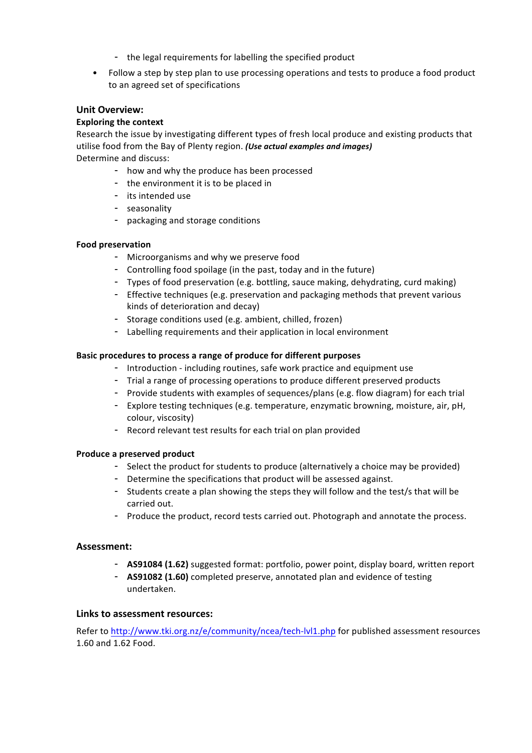- the legal requirements for labelling the specified product

- Follow a step by step plan to use processing operations and tests to produce a food product to an agreed set of specifications

## Unit Overview:

**Exploring the context**

Research the issue by investigating different types of fresh local produce and existing products that utilise food from the Bay of Plenty region. ***(Use actual examples and images)***

Determine and discuss:

- how and why the produce has been processed
- the environment it is to be placed in
- its intended use
- seasonality
- packaging and storage conditions

**Food preservation**

- Microorganisms and why we preserve food
- Controlling food spoilage (in the past, today and in the future)
- Types of food preservation (e.g. bottling, sauce making, dehydrating, curd making)
- Effective techniques (e.g. preservation and packaging methods that prevent various kinds of deterioration and decay)
- Storage conditions used (e.g. ambient, chilled, frozen)
- Labelling requirements and their application in local environment

**Basic procedures to process a range of produce for different purposes**

- Introduction - including routines, safe work practice and equipment use
- Trial a range of processing operations to produce different preserved products
- Provide students with examples of sequences/plans (e.g. flow diagram) for each trial
- Explore testing techniques (e.g. temperature, enzymatic browning, moisture, air, pH, colour, viscosity)
- Record relevant test results for each trial on plan provided

**Produce a preserved product**

- Select the product for students to produce (alternatively a choice may be provided)
- Determine the specifications that product will be assessed against.
- Students create a plan showing the steps they will follow and the test/s that will be carried out.
- Produce the product, record tests carried out. Photograph and annotate the process.

## Assessment:

- **AS91084 (1.62)** suggested format: portfolio, power point, display board, written report
- **AS91082 (1.60)** completed preserve, annotated plan and evidence of testing undertaken.

## Links to assessment resources:

Refer to [http://www.tki.org.nz/e/community/ncea/tech-lvl1.php](http://www.tki.org.nz/e/community/ncea/tech-lvl1.php) for published assessment resources 1.60 and 1.62 Food.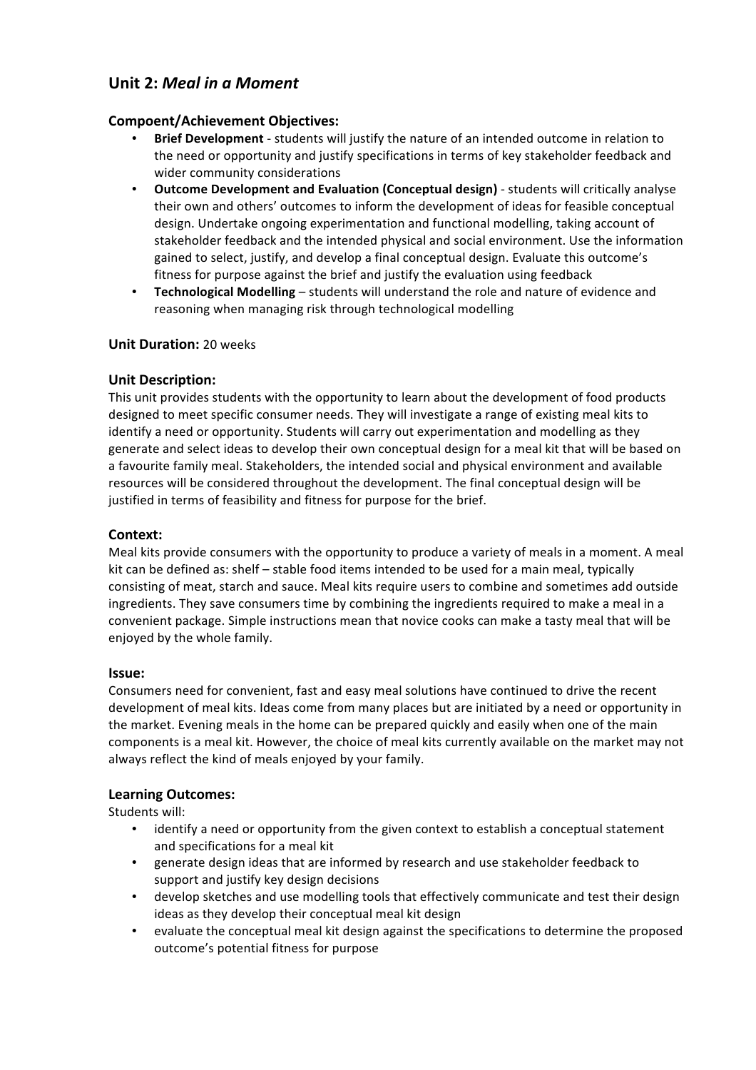## Unit 2: *Meal in a Moment*

### Compoent/Achievement Objectives:

- **Brief Development** - students will justify the nature of an intended outcome in relation to the need or opportunity and justify specifications in terms of key stakeholder feedback and wider community considerations
- **Outcome Development and Evaluation (Conceptual design)** - students will critically analyse their own and others' outcomes to inform the development of ideas for feasible conceptual design. Undertake ongoing experimentation and functional modelling, taking account of stakeholder feedback and the intended physical and social environment. Use the information gained to select, justify, and develop a final conceptual design. Evaluate this outcome's fitness for purpose against the brief and justify the evaluation using feedback
- **Technological Modelling** – students will understand the role and nature of evidence and reasoning when managing risk through technological modelling

### Unit Duration: 20 weeks

### Unit Description:

This unit provides students with the opportunity to learn about the development of food products designed to meet specific consumer needs. They will investigate a range of existing meal kits to identify a need or opportunity. Students will carry out experimentation and modelling as they generate and select ideas to develop their own conceptual design for a meal kit that will be based on a favourite family meal. Stakeholders, the intended social and physical environment and available resources will be considered throughout the development. The final conceptual design will be justified in terms of feasibility and fitness for purpose for the brief.

### Context:

Meal kits provide consumers with the opportunity to produce a variety of meals in a moment. A meal kit can be defined as: shelf – stable food items intended to be used for a main meal, typically consisting of meat, starch and sauce. Meal kits require users to combine and sometimes add outside ingredients. They save consumers time by combining the ingredients required to make a meal in a convenient package. Simple instructions mean that novice cooks can make a tasty meal that will be enjoyed by the whole family.

### Issue:

Consumers need for convenient, fast and easy meal solutions have continued to drive the recent development of meal kits. Ideas come from many places but are initiated by a need or opportunity in the market. Evening meals in the home can be prepared quickly and easily when one of the main components is a meal kit. However, the choice of meal kits currently available on the market may not always reflect the kind of meals enjoyed by your family.

### Learning Outcomes:

Students will:

- identify a need or opportunity from the given context to establish a conceptual statement and specifications for a meal kit
- generate design ideas that are informed by research and use stakeholder feedback to support and justify key design decisions
- develop sketches and use modelling tools that effectively communicate and test their design ideas as they develop their conceptual meal kit design
- evaluate the conceptual meal kit design against the specifications to determine the proposed outcome's potential fitness for purpose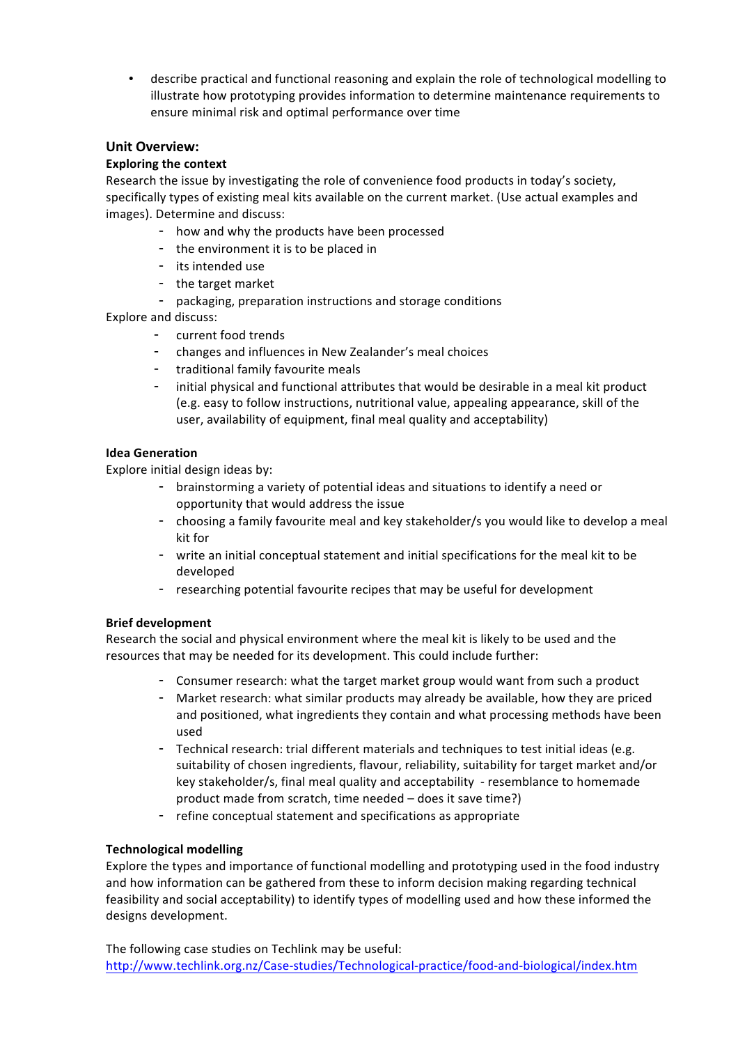- describe practical and functional reasoning and explain the role of technological modelling to illustrate how prototyping provides information to determine maintenance requirements to ensure minimal risk and optimal performance over time

## Unit Overview:

**Exploring the context**

Research the issue by investigating the role of convenience food products in today's society, specifically types of existing meal kits available on the current market. (Use actual examples and images). Determine and discuss:

- how and why the products have been processed
- the environment it is to be placed in
- its intended use
- the target market
- packaging, preparation instructions and storage conditions

Explore and discuss:

- current food trends
- changes and influences in New Zealander's meal choices
- traditional family favourite meals
- initial physical and functional attributes that would be desirable in a meal kit product (e.g. easy to follow instructions, nutritional value, appealing appearance, skill of the user, availability of equipment, final meal quality and acceptability)

**Idea Generation**

Explore initial design ideas by:

- brainstorming a variety of potential ideas and situations to identify a need or opportunity that would address the issue
- choosing a family favourite meal and key stakeholder/s you would like to develop a meal kit for
- write an initial conceptual statement and initial specifications for the meal kit to be developed
- researching potential favourite recipes that may be useful for development

**Brief development**

Research the social and physical environment where the meal kit is likely to be used and the resources that may be needed for its development. This could include further:

- Consumer research: what the target market group would want from such a product
- Market research: what similar products may already be available, how they are priced and positioned, what ingredients they contain and what processing methods have been used
- Technical research: trial different materials and techniques to test initial ideas (e.g. suitability of chosen ingredients, flavour, reliability, suitability for target market and/or key stakeholder/s, final meal quality and acceptability - resemblance to homemade product made from scratch, time needed – does it save time?)
- refine conceptual statement and specifications as appropriate

**Technological modelling**

Explore the types and importance of functional modelling and prototyping used in the food industry and how information can be gathered from these to inform decision making regarding technical feasibility and social acceptability) to identify types of modelling used and how these informed the designs development.

The following case studies on Techlink may be useful:
http://www.techlink.org.nz/Case-studies/Technological-practice/food-and-biological/index.htm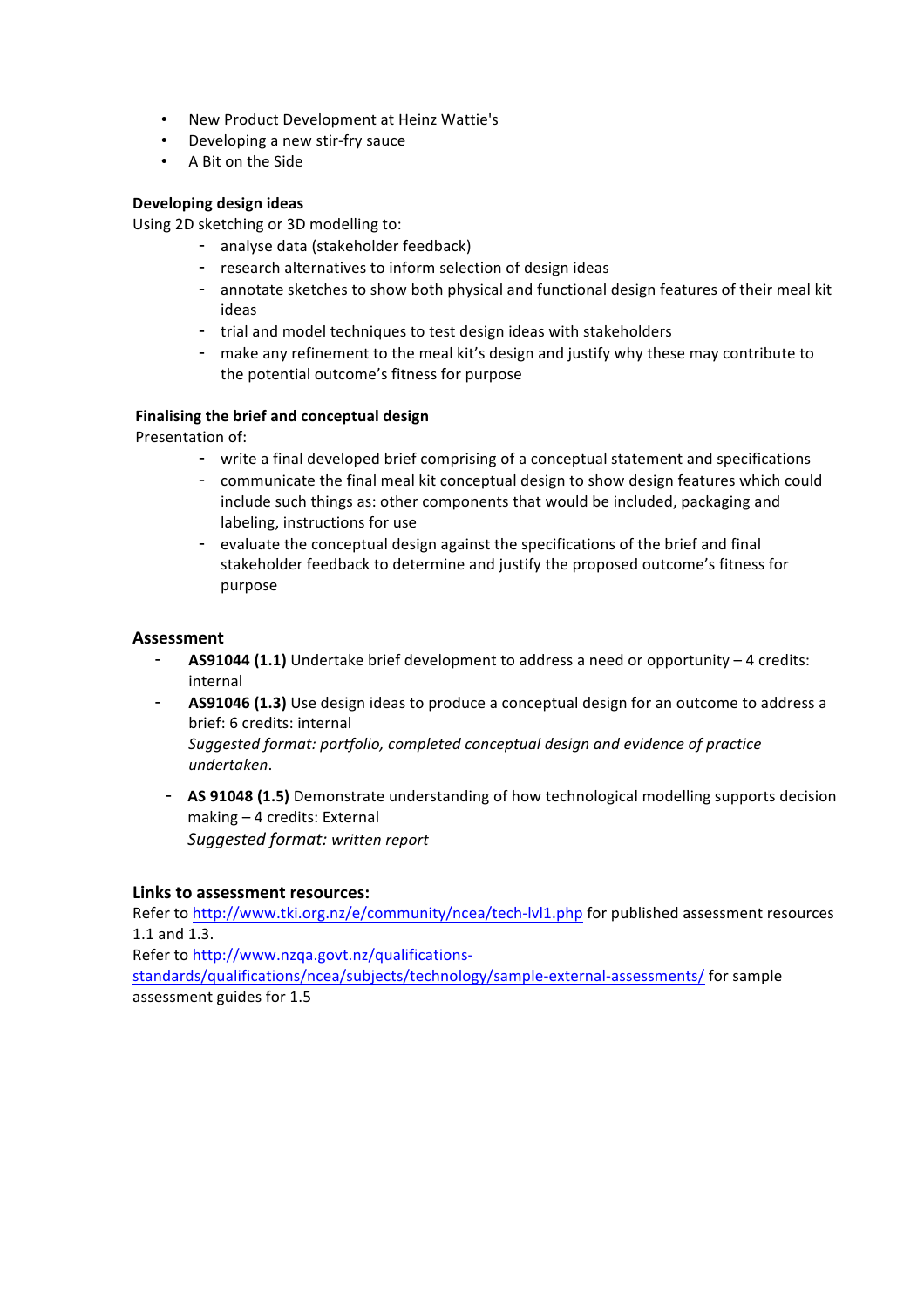- New Product Development at Heinz Wattie's
- Developing a new stir-fry sauce
- A Bit on the Side

**Developing design ideas**

Using 2D sketching or 3D modelling to:

- analyse data (stakeholder feedback)
- research alternatives to inform selection of design ideas
- annotate sketches to show both physical and functional design features of their meal kit ideas
- trial and model techniques to test design ideas with stakeholders
- make any refinement to the meal kit's design and justify why these may contribute to the potential outcome's fitness for purpose

**Finalising the brief and conceptual design**

Presentation of:

- write a final developed brief comprising of a conceptual statement and specifications
- communicate the final meal kit conceptual design to show design features which could include such things as: other components that would be included, packaging and labeling, instructions for use
- evaluate the conceptual design against the specifications of the brief and final stakeholder feedback to determine and justify the proposed outcome's fitness for purpose

## Assessment

- **AS91044 (1.1)** Undertake brief development to address a need or opportunity – 4 credits: internal
- **AS91046 (1.3)** Use design ideas to produce a conceptual design for an outcome to address a brief: 6 credits: internal
  *Suggested format: portfolio, completed conceptual design and evidence of practice undertaken*.
- **AS 91048 (1.5)** Demonstrate understanding of how technological modelling supports decision making – 4 credits: External
  *Suggested format: written report*

### Links to assessment resources:

Refer to http://www.tki.org.nz/e/community/ncea/tech-lvl1.php for published assessment resources 1.1 and 1.3.

Refer to http://www.nzqa.govt.nz/qualifications-standards/qualifications/ncea/subjects/technology/sample-external-assessments/ for sample assessment guides for 1.5